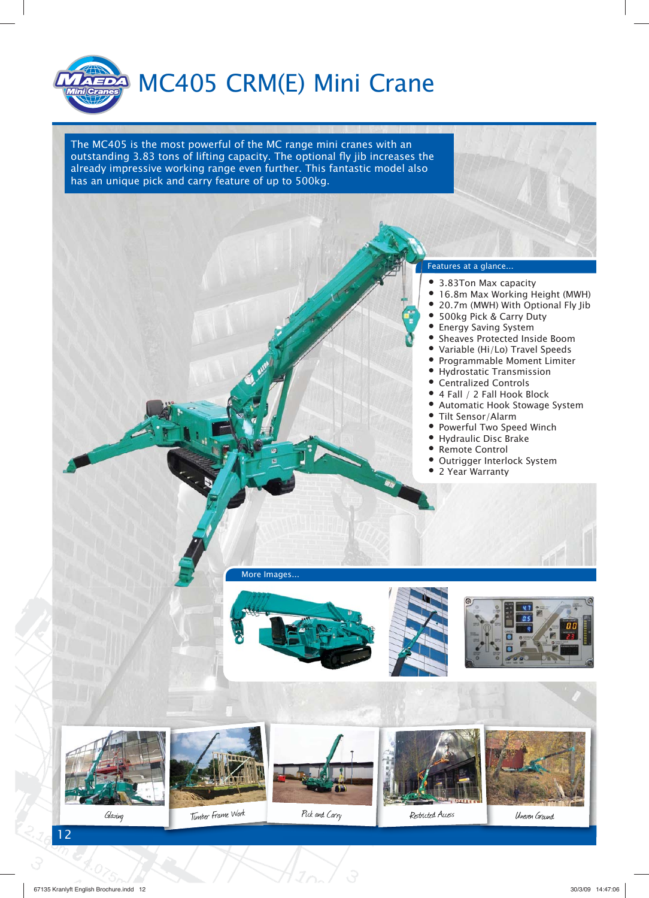# MC405 CRM(E) Mini Crane

The MC405 is the most powerful of the MC range mini cranes with an outstanding 3.83 tons of lifting capacity. The optional fly jib increases the already impressive working range even further. This fantastic model also has an unique pick and carry feature of up to 500kg.

## Features at a glance...

- 3.83Ton Max capacity
- 16.8m Max Working Height (MWH)
- 20.7m (MWH) With Optional Fly Jib
- 500kg Pick & Carry Duty
- Energy Saving System
- Sheaves Protected Inside Boom
- Variable (Hi/Lo) Travel Speeds
- Programmable Moment Limiter
- Hydrostatic Transmission
- Centralized Controls
- 4 Fall / 2 Fall Hook Block
- Automatic Hook Stowage System
- Tilt Sensor/Alarm
- Powerful Two Speed Winch
- Hydraulic Disc Brake
- Remote Control
- Outrigger Interlock System
- 2 Year Warranty

## More Images...

Glazing

Timber Frame Work

Pick and Carry

Restricted Access

Uneven Ground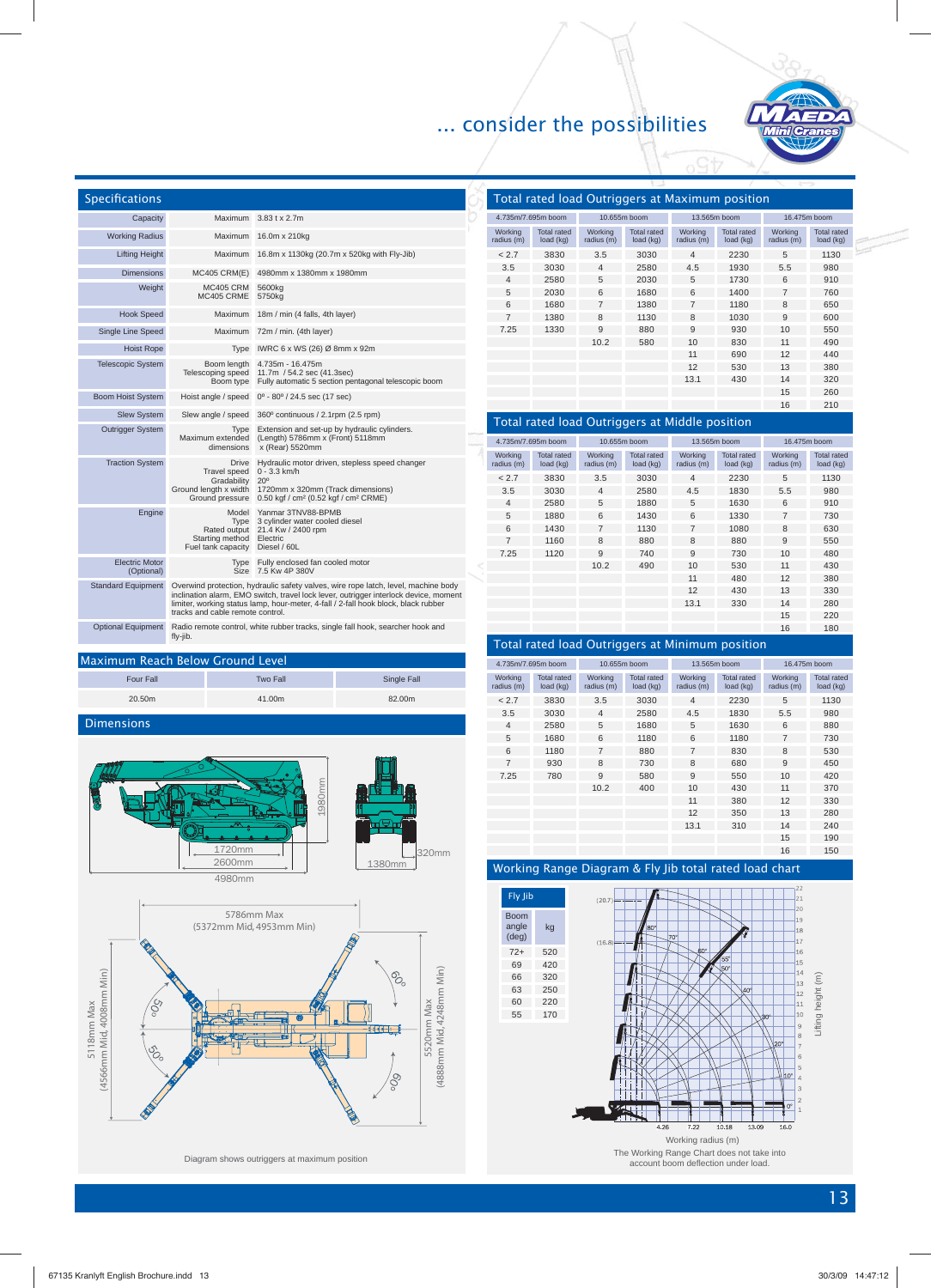... consider the possibilities

## Specifications

| | | |
|---|---|---|
| Capacity | Maximum | 3.83 t x 2.7m |
| Working Radius | Maximum | 16.0m x 210kg |
| Lifting Height | Maximum | 16.8m x 1130kg (20.7m x 520kg with Fly-Jib) |
| Dimensions | MC405 CRM(E) | 4980mm x 1380mm x 1980mm |
| Weight | MC405 CRM<br>MC405 CRME | 5600kg<br>5750kg |
| Hook Speed | Maximum | 18m / min (4 falls, 4th layer) |
| Single Line Speed | Maximum | 72m / min. (4th layer) |
| Hoist Rope | Type | IWRC 6 x WS (26) Ø 8mm x 92m |
| Telescopic System | Boom length<br>Telescoping speed<br>Boom type | 4.735m - 16.475m<br>11.7m / 54.2 sec (41.3sec)<br>Fully automatic 5 section pentagonal telescopic boom |
| Boom Hoist System | Hoist angle / speed | 0º - 80º / 24.5 sec (17 sec) |
| Slew System | Slew angle / speed | 360º continuous / 2.1rpm (2.5 rpm) |
| Outrigger System | Type<br>Maximum extended dimensions | Extension and set-up by hydraulic cylinders.<br>(Length) 5786mm x (Front) 5118mm x (Rear) 5520mm |
| Traction System | Drive<br>Travel speed<br>Gradability<br>Ground length x width<br>Ground pressure | Hydraulic motor driven, stepless speed changer<br>0 - 3.3 km/h<br>20º<br>1720mm x 320mm (Track dimensions)<br>0.50 kgf / cm² (0.52 kgf / cm² CRME) |
| Engine | Model<br>Type<br>Rated output<br>Starting method<br>Fuel tank capacity | Yanmar 3TNV88-BPMB<br>3 cylinder water cooled diesel<br>21.4 Kw / 2400 rpm<br>Electric<br>Diesel / 60L |
| Electric Motor (Optional) | Type<br>Size | Fully enclosed fan cooled motor<br>7.5 Kw 4P 380V |
| Standard Equipment | | Overwind protection, hydraulic safety valves, wire rope latch, level, machine body inclination alarm, EMO switch, travel lock lever, outrigger interlock device, moment limiter, working status lamp, hour-meter, 4-fall / 2-fall hook block, black rubber tracks and cable remote control. |
| Optional Equipment | | Radio remote control, white rubber tracks, single fall hook, searcher hook and fly-jib. |

## Maximum Reach Below Ground Level

| Four Fall | Two Fall | Single Fall |
|---|---|---|
| 20.50m | 41.00m | 82.00m |

## Dimensions

1980mm
1720mm
2600mm
4980mm
320mm
1380mm

5786mm Max
(5372mm Mid, 4953mm Min)
5118mm Max
(4566mm Mid, 4008mm Min)
5520mm Max
(4888mm Mid, 4248mm Min)
60º
50º
50º
60º

Diagram shows outriggers at maximum position

## Total rated load Outriggers at Maximum position

| 4.735m/7.695m boom | | 10.655m boom | | 13.565m boom | | 16.475m boom | |
|---|---|---|---|---|---|---|---|
| Working radius (m) | Total rated load (kg) | Working radius (m) | Total rated load (kg) | Working radius (m) | Total rated load (kg) | Working radius (m) | Total rated load (kg) |
| < 2.7 | 3830 | 3.5 | 3030 | 4 | 2230 | 5 | 1130 |
| 3.5 | 3030 | 4 | 2580 | 4.5 | 1930 | 5.5 | 980 |
| 4 | 2580 | 5 | 2030 | 5 | 1730 | 6 | 910 |
| 5 | 2030 | 6 | 1680 | 6 | 1400 | 7 | 760 |
| 6 | 1680 | 7 | 1380 | 7 | 1180 | 8 | 650 |
| 7 | 1380 | 8 | 1130 | 8 | 1030 | 9 | 600 |
| 7.25 | 1330 | 9 | 880 | 9 | 930 | 10 | 550 |
| | | 10.2 | 580 | 10 | 830 | 11 | 490 |
| | | | | 11 | 690 | 12 | 440 |
| | | | | 12 | 530 | 13 | 380 |
| | | | | 13.1 | 430 | 14 | 320 |
| | | | | | | 15 | 260 |
| | | | | | | 16 | 210 |

## Total rated load Outriggers at Middle position

| 4.735m/7.695m boom | | 10.655m boom | | 13.565m boom | | 16.475m boom | |
|---|---|---|---|---|---|---|---|
| Working radius (m) | Total rated load (kg) | Working radius (m) | Total rated load (kg) | Working radius (m) | Total rated load (kg) | Working radius (m) | Total rated load (kg) |
| < 2.7 | 3830 | 3.5 | 3030 | 4 | 2230 | 5 | 1130 |
| 3.5 | 3030 | 4 | 2580 | 4.5 | 1830 | 5.5 | 980 |
| 4 | 2580 | 5 | 1880 | 5 | 1630 | 6 | 910 |
| 5 | 1880 | 6 | 1430 | 6 | 1330 | 7 | 730 |
| 6 | 1430 | 7 | 1130 | 7 | 1080 | 8 | 630 |
| 7 | 1160 | 8 | 880 | 8 | 880 | 9 | 550 |
| 7.25 | 1120 | 9 | 740 | 9 | 730 | 10 | 480 |
| | | 10.2 | 490 | 10 | 530 | 11 | 430 |
| | | | | 11 | 480 | 12 | 380 |
| | | | | 12 | 430 | 13 | 330 |
| | | | | 13.1 | 330 | 14 | 280 |
| | | | | | | 15 | 220 |
| | | | | | | 16 | 180 |

## Total rated load Outriggers at Minimum position

| 4.735m/7.695m boom | | 10.655m boom | | 13.565m boom | | 16.475m boom | |
|---|---|---|---|---|---|---|---|
| Working radius (m) | Total rated load (kg) | Working radius (m) | Total rated load (kg) | Working radius (m) | Total rated load (kg) | Working radius (m) | Total rated load (kg) |
| < 2.7 | 3830 | 3.5 | 3030 | 4 | 2230 | 5 | 1130 |
| 3.5 | 3030 | 4 | 2580 | 4.5 | 1830 | 5.5 | 980 |
| 4 | 2580 | 5 | 1680 | 5 | 1630 | 6 | 880 |
| 5 | 1680 | 6 | 1180 | 6 | 1180 | 7 | 730 |
| 6 | 1180 | 7 | 880 | 7 | 830 | 8 | 530 |
| 7 | 930 | 8 | 730 | 8 | 680 | 9 | 450 |
| 7.25 | 780 | 9 | 580 | 9 | 550 | 10 | 420 |
| | | 10.2 | 400 | 10 | 430 | 11 | 370 |
| | | | | 11 | 380 | 12 | 330 |
| | | | | 12 | 350 | 13 | 280 |
| | | | | 13.1 | 310 | 14 | 240 |
| | | | | | | 15 | 190 |
| | | | | | | 16 | 150 |

## Working Range Diagram & Fly Jib total rated load chart

| Fly Jib | |
|---|---|
| Boom angle (deg) | kg |
| 72+ | 520 |
| 69 | 420 |
| 66 | 320 |
| 63 | 250 |
| 60 | 220 |
| 55 | 170 |

(20.7)
(16.8)
80º
70º
60º
55º
50º
40º
30º
20º
10º
0º
4.26
7.22
10.18
13.09
16.0
Working radius (m)
Lifting height (m)

The Working Range Chart does not take into account boom deflection under load.